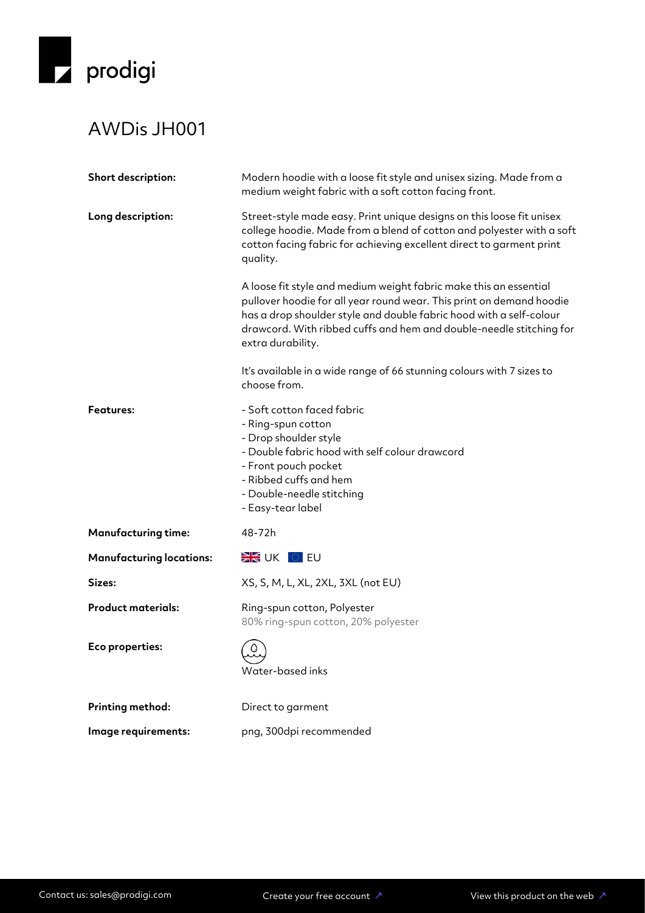prodigi

# AWDis JH001

**Short description:** Modern hoodie with a loose fit style and unisex sizing. Made from a medium weight fabric with a soft cotton facing front.

**Long description:** Street-style made easy. Print unique designs on this loose fit unisex college hoodie. Made from a blend of cotton and polyester with a soft cotton facing fabric for achieving excellent direct to garment print quality.

A loose fit style and medium weight fabric make this an essential pullover hoodie for all year round wear. This print on demand hoodie has a drop shoulder style and double fabric hood with a self-colour drawcord. With ribbed cuffs and hem and double-needle stitching for extra durability.

It's available in a wide range of 66 stunning colours with 7 sizes to choose from.

**Features:**

- Soft cotton faced fabric
- Ring-spun cotton
- Drop shoulder style
- Double fabric hood with self colour drawcord
- Front pouch pocket
- Ribbed cuffs and hem
- Double-needle stitching
- Easy-tear label

**Manufacturing time:** 48-72h

**Manufacturing locations:** UK EU

**Sizes:** XS, S, M, L, XL, 2XL, 3XL (not EU)

**Product materials:** Ring-spun cotton, Polyester
80% ring-spun cotton, 20% polyester

**Eco properties:** Water-based inks

**Printing method:** Direct to garment

**Image requirements:** png, 300dpi recommended

Contact us: sales@prodigi.com | Create your free account ↗ | View this product on the web ↗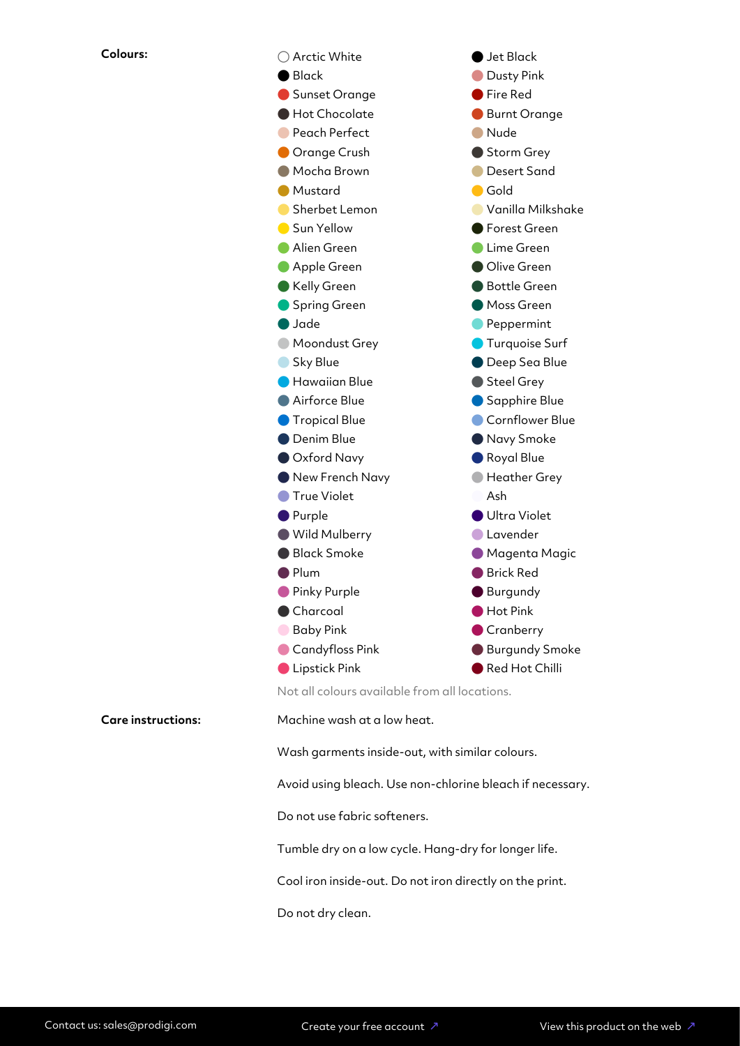**Colours:**

- Arctic White
- Black
- Sunset Orange
- Hot Chocolate
- Peach Perfect
- Orange Crush
- Mocha Brown
- Mustard
- Sherbet Lemon
- Sun Yellow
- Alien Green
- Apple Green
- Kelly Green
- Spring Green
- Jade
- Moondust Grey
- Sky Blue
- Hawaiian Blue
- Airforce Blue
- Tropical Blue
- Denim Blue
- Oxford Navy
- New French Navy
- True Violet
- Purple
- Wild Mulberry
- Black Smoke
- Plum
- Pinky Purple
- Charcoal
- Baby Pink
- Candyfloss Pink
- Lipstick Pink
- Jet Black
- Dusty Pink
- Fire Red
- Burnt Orange
- Nude
- Storm Grey
- Desert Sand
- Gold
- Vanilla Milkshake
- Forest Green
- Lime Green
- Olive Green
- Bottle Green
- Moss Green
- Peppermint
- Turquoise Surf
- Deep Sea Blue
- Steel Grey
- Sapphire Blue
- Cornflower Blue
- Navy Smoke
- Royal Blue
- Heather Grey
- Ash
- Ultra Violet
- Lavender
- Magenta Magic
- Brick Red
- Burgundy
- Hot Pink
- Cranberry
- Burgundy Smoke
- Red Hot Chilli

Not all colours available from all locations.

**Care instructions:**

Machine wash at a low heat.

Wash garments inside-out, with similar colours.

Avoid using bleach. Use non-chlorine bleach if necessary.

Do not use fabric softeners.

Tumble dry on a low cycle. Hang-dry for longer life.

Cool iron inside-out. Do not iron directly on the print.

Do not dry clean.

Contact us: sales@prodigi.com | Create your free account ↗ | View this product on the web ↗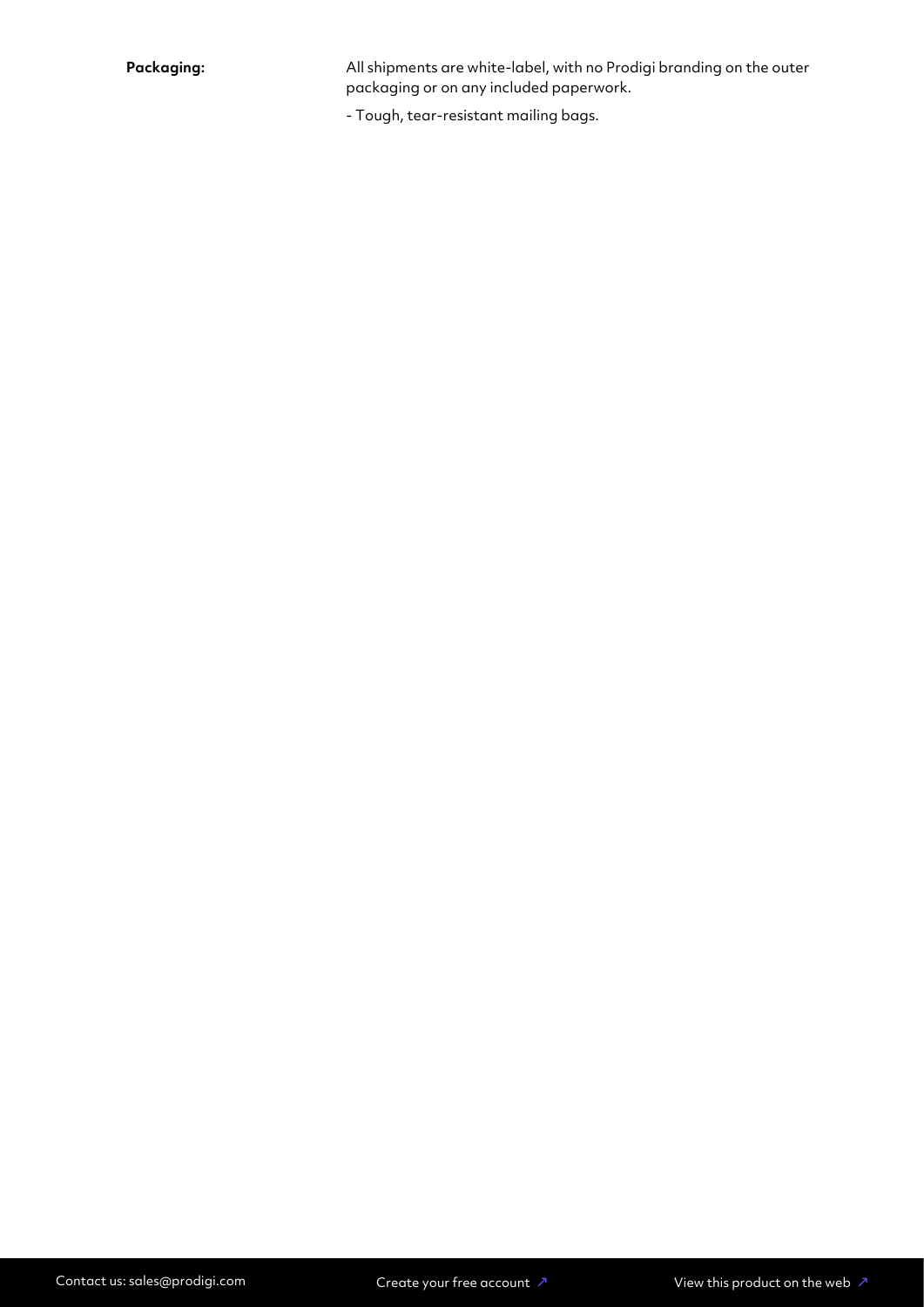**Packaging:**

All shipments are white-label, with no Prodigi branding on the outer packaging or on any included paperwork.

- Tough, tear-resistant mailing bags.